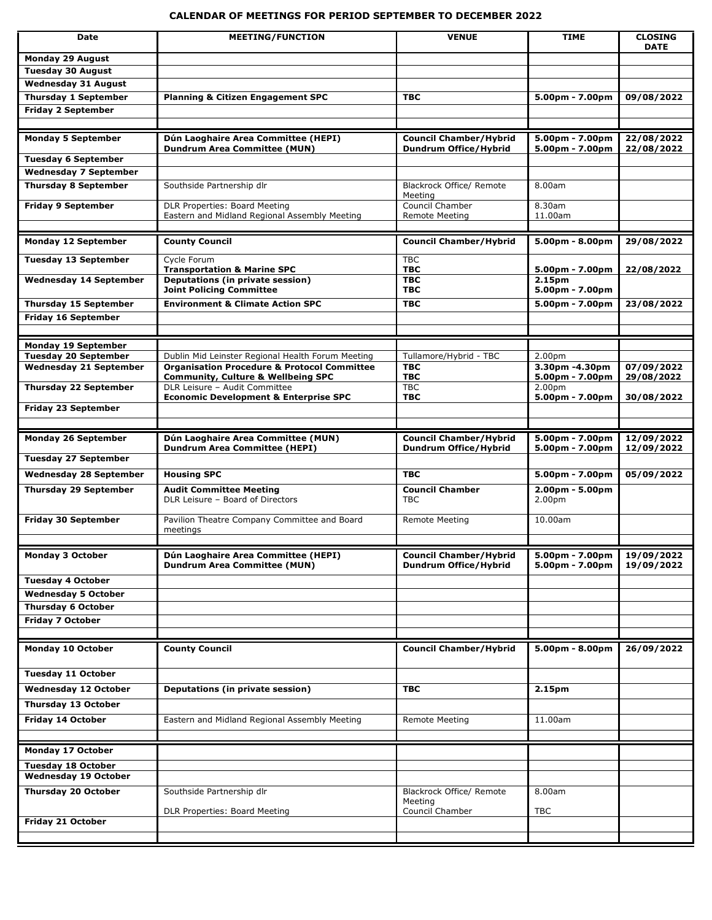**CALENDAR OF MEETINGS FOR PERIOD SEPTEMBER TO DECEMBER 2022**

| Date | MEETING/FUNCTION | VENUE | TIME | CLOSING DATE |
|---|---|---|---|---|
| **Monday 29 August** | | | | |
| **Tuesday 30 August** | | | | |
| **Wednesday 31 August** | | | | |
| **Thursday 1 September** | **Planning & Citizen Engagement SPC** | **TBC** | **5.00pm - 7.00pm** | **09/08/2022** |
| **Friday 2 September** | | | | |
| | | | | |
| **Monday 5 September** | **Dún Laoghaire Area Committee (HEPI)**<br>**Dundrum Area Committee (MUN)** | **Council Chamber/Hybrid**<br>**Dundrum Office/Hybrid** | **5.00pm - 7.00pm**<br>**5.00pm - 7.00pm** | **22/08/2022**<br>**22/08/2022** |
| **Tuesday 6 September** | | | | |
| **Wednesday 7 September** | | | | |
| **Thursday 8 September** | Southside Partnership dlr | Blackrock Office/ Remote Meeting | 8.00am | |
| **Friday 9 September** | DLR Properties: Board Meeting<br>Eastern and Midland Regional Assembly Meeting | Council Chamber<br>Remote Meeting | 8.30am<br>11.00am | |
| | | | | |
| **Monday 12 September** | **County Council** | **Council Chamber/Hybrid** | **5.00pm - 8.00pm** | **29/08/2022** |
| **Tuesday 13 September** | Cycle Forum<br>**Transportation & Marine SPC** | TBC<br>**TBC** | <br>**5.00pm - 7.00pm** | <br>**22/08/2022** |
| **Wednesday 14 September** | **Deputations (in private session)**<br>**Joint Policing Committee** | **TBC**<br>**TBC** | **2.15pm**<br>**5.00pm - 7.00pm** | |
| **Thursday 15 September** | **Environment & Climate Action SPC** | **TBC** | **5.00pm - 7.00pm** | **23/08/2022** |
| **Friday 16 September** | | | | |
| | | | | |
| **Monday 19 September** | | | | |
| **Tuesday 20 September** | Dublin Mid Leinster Regional Health Forum Meeting | Tullamore/Hybrid - TBC | 2.00pm | |
| **Wednesday 21 September** | **Organisation Procedure & Protocol Committee**<br>**Community, Culture & Wellbeing SPC** | **TBC**<br>**TBC** | **3.30pm -4.30pm**<br>**5.00pm - 7.00pm** | **07/09/2022**<br>**29/08/2022** |
| **Thursday 22 September** | DLR Leisure – Audit Committee<br>**Economic Development & Enterprise SPC** | TBC<br>**TBC** | 2.00pm<br>**5.00pm - 7.00pm** | <br>**30/08/2022** |
| **Friday 23 September** | | | | |
| | | | | |
| **Monday 26 September** | **Dún Laoghaire Area Committee (MUN)**<br>**Dundrum Area Committee (HEPI)** | **Council Chamber/Hybrid**<br>**Dundrum Office/Hybrid** | **5.00pm - 7.00pm**<br>**5.00pm - 7.00pm** | **12/09/2022**<br>**12/09/2022** |
| **Tuesday 27 September** | | | | |
| **Wednesday 28 September** | **Housing SPC** | **TBC** | **5.00pm - 7.00pm** | **05/09/2022** |
| **Thursday 29 September** | **Audit Committee Meeting**<br>DLR Leisure – Board of Directors | **Council Chamber**<br>TBC | **2.00pm - 5.00pm**<br>2.00pm | |
| **Friday 30 September** | Pavilion Theatre Company Committee and Board meetings | Remote Meeting | 10.00am | |
| | | | | |
| **Monday 3 October** | **Dún Laoghaire Area Committee (HEPI)**<br>**Dundrum Area Committee (MUN)** | **Council Chamber/Hybrid**<br>**Dundrum Office/Hybrid** | **5.00pm - 7.00pm**<br>**5.00pm - 7.00pm** | **19/09/2022**<br>**19/09/2022** |
| **Tuesday 4 October** | | | | |
| **Wednesday 5 October** | | | | |
| **Thursday 6 October** | | | | |
| **Friday 7 October** | | | | |
| | | | | |
| **Monday 10 October** | **County Council** | **Council Chamber/Hybrid** | **5.00pm - 8.00pm** | **26/09/2022** |
| **Tuesday 11 October** | | | | |
| **Wednesday 12 October** | **Deputations (in private session)** | **TBC** | **2.15pm** | |
| **Thursday 13 October** | | | | |
| **Friday 14 October** | Eastern and Midland Regional Assembly Meeting | Remote Meeting | 11.00am | |
| | | | | |
| **Monday 17 October** | | | | |
| **Tuesday 18 October** | | | | |
| **Wednesday 19 October** | | | | |
| **Thursday 20 October** | Southside Partnership dlr<br>DLR Properties: Board Meeting | Blackrock Office/ Remote Meeting<br>Council Chamber | 8.00am<br>TBC | |
| **Friday 21 October** | | | | |
| | | | | |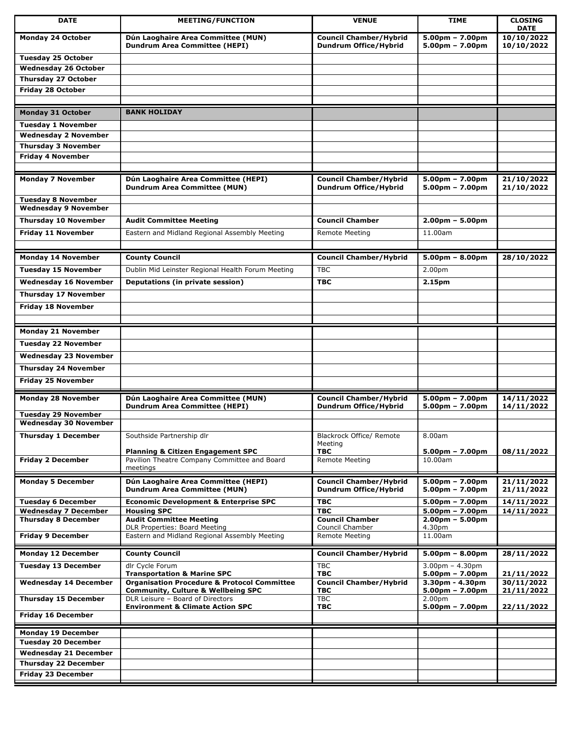| DATE | MEETING/FUNCTION | VENUE | TIME | CLOSING DATE |
|---|---|---|---|---|
| **Monday 24 October** | **Dún Laoghaire Area Committee (MUN)**<br>**Dundrum Area Committee (HEPI)** | **Council Chamber/Hybrid**<br>**Dundrum Office/Hybrid** | **5.00pm – 7.00pm**<br>**5.00pm – 7.00pm** | **10/10/2022**<br>**10/10/2022** |
| **Tuesday 25 October** | | | | |
| **Wednesday 26 October** | | | | |
| **Thursday 27 October** | | | | |
| **Friday 28 October** | | | | |
| | | | | |
| **Monday 31 October** | **BANK HOLIDAY** | | | |
| **Tuesday 1 November** | | | | |
| **Wednesday 2 November** | | | | |
| **Thursday 3 November** | | | | |
| **Friday 4 November** | | | | |
| | | | | |
| **Monday 7 November** | **Dún Laoghaire Area Committee (HEPI)**<br>**Dundrum Area Committee (MUN)** | **Council Chamber/Hybrid**<br>**Dundrum Office/Hybrid** | **5.00pm – 7.00pm**<br>**5.00pm – 7.00pm** | **21/10/2022**<br>**21/10/2022** |
| **Tuesday 8 November** | | | | |
| **Wednesday 9 November** | | | | |
| **Thursday 10 November** | **Audit Committee Meeting** | **Council Chamber** | **2.00pm – 5.00pm** | |
| **Friday 11 November** | Eastern and Midland Regional Assembly Meeting | Remote Meeting | 11.00am | |
| | | | | |
| **Monday 14 November** | **County Council** | **Council Chamber/Hybrid** | **5.00pm – 8.00pm** | **28/10/2022** |
| **Tuesday 15 November** | Dublin Mid Leinster Regional Health Forum Meeting | TBC | 2.00pm | |
| **Wednesday 16 November** | **Deputations (in private session)** | **TBC** | **2.15pm** | |
| **Thursday 17 November** | | | | |
| **Friday 18 November** | | | | |
| | | | | |
| **Monday 21 November** | | | | |
| **Tuesday 22 November** | | | | |
| **Wednesday 23 November** | | | | |
| **Thursday 24 November** | | | | |
| **Friday 25 November** | | | | |
| **Monday 28 November** | **Dún Laoghaire Area Committee (MUN)**<br>**Dundrum Area Committee (HEPI)** | **Council Chamber/Hybrid**<br>**Dundrum Office/Hybrid** | **5.00pm – 7.00pm**<br>**5.00pm – 7.00pm** | **14/11/2022**<br>**14/11/2022** |
| **Tuesday 29 November** | | | | |
| **Wednesday 30 November** | | | | |
| **Thursday 1 December** | Southside Partnership dlr<br>**Planning & Citizen Engagement SPC** | Blackrock Office/ Remote Meeting<br>**TBC** | 8.00am<br>**5.00pm – 7.00pm** | <br>**08/11/2022** |
| **Friday 2 December** | Pavilion Theatre Company Committee and Board meetings | Remote Meeting | 10.00am | |
| **Monday 5 December** | **Dún Laoghaire Area Committee (HEPI)**<br>**Dundrum Area Committee (MUN)** | **Council Chamber/Hybrid**<br>**Dundrum Office/Hybrid** | **5.00pm – 7.00pm**<br>**5.00pm – 7.00pm** | **21/11/2022**<br>**21/11/2022** |
| **Tuesday 6 December** | **Economic Development & Enterprise SPC** | **TBC** | **5.00pm – 7.00pm** | **14/11/2022** |
| **Wednesday 7 December** | **Housing SPC** | **TBC** | **5.00pm – 7.00pm** | **14/11/2022** |
| **Thursday 8 December** | **Audit Committee Meeting**<br>DLR Properties: Board Meeting | **Council Chamber**<br>Council Chamber | **2.00pm – 5.00pm**<br>4.30pm | |
| **Friday 9 December** | Eastern and Midland Regional Assembly Meeting | Remote Meeting | 11.00am | |
| **Monday 12 December** | **County Council** | **Council Chamber/Hybrid** | **5.00pm – 8.00pm** | **28/11/2022** |
| **Tuesday 13 December** | dlr Cycle Forum<br>**Transportation & Marine SPC** | TBC<br>**TBC** | 3.00pm – 4.30pm<br>**5.00pm – 7.00pm** | <br>**21/11/2022** |
| **Wednesday 14 December** | **Organisation Procedure & Protocol Committee**<br>**Community, Culture & Wellbeing SPC** | **Council Chamber/Hybrid**<br>**TBC** | **3.30pm - 4.30pm**<br>**5.00pm – 7.00pm** | **30/11/2022**<br>**21/11/2022** |
| **Thursday 15 December** | DLR Leisure – Board of Directors<br>**Environment & Climate Action SPC** | TBC<br>**TBC** | 2.00pm<br>**5.00pm – 7.00pm** | <br>**22/11/2022** |
| **Friday 16 December** | | | | |
| **Monday 19 December** | | | | |
| **Tuesday 20 December** | | | | |
| **Wednesday 21 December** | | | | |
| **Thursday 22 December** | | | | |
| **Friday 23 December** | | | | |